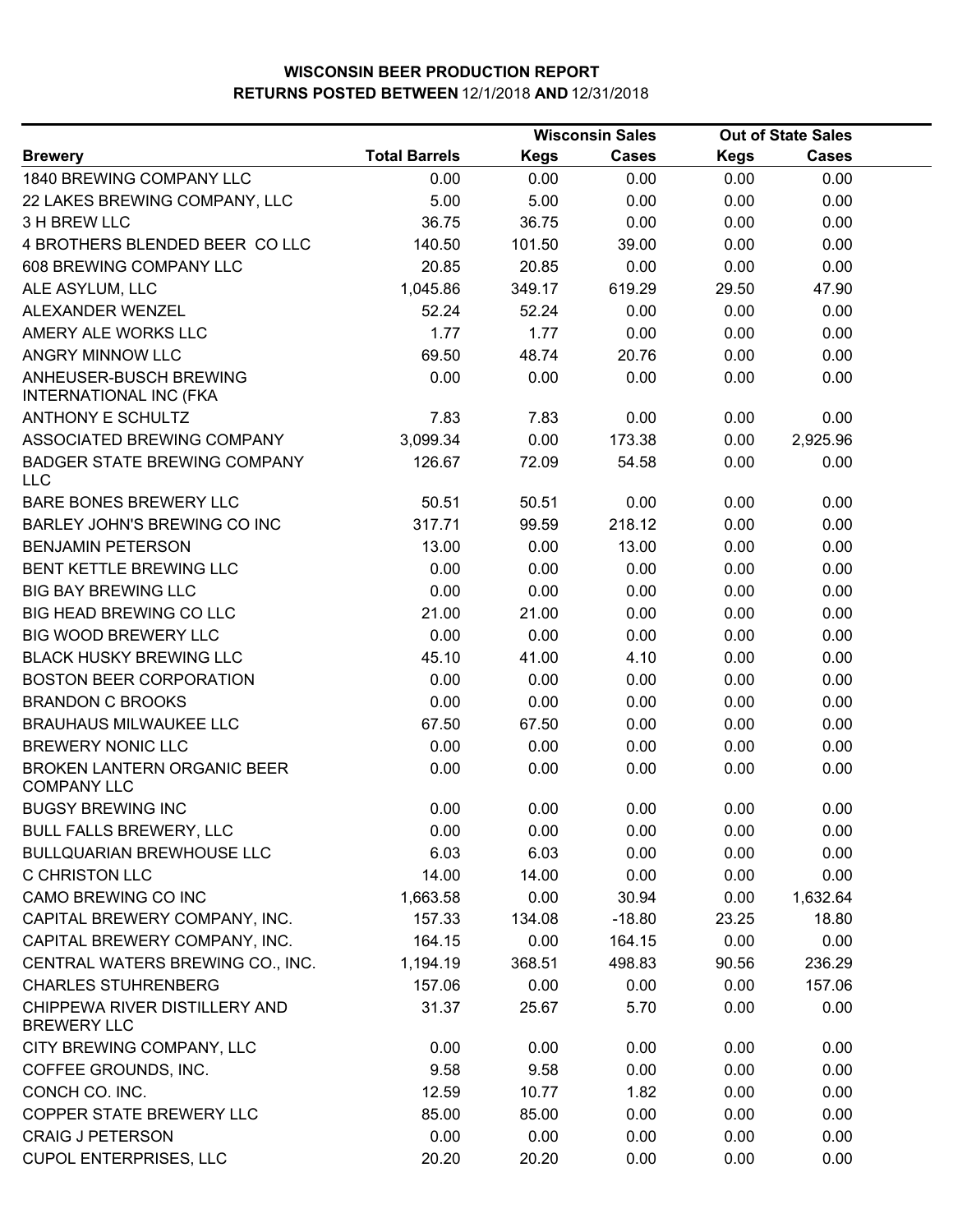# WISCONSIN BEER PRODUCTION REPORT

## RETURNS POSTED BETWEEN 12/1/2018 AND 12/31/2018

| | | Wisconsin Sales | | Out of State Sales | |
|---|---|---|---|---|---|
| **Brewery** | **Total Barrels** | **Kegs** | **Cases** | **Kegs** | **Cases** |
| 1840 BREWING COMPANY LLC | 0.00 | 0.00 | 0.00 | 0.00 | 0.00 |
| 22 LAKES BREWING COMPANY, LLC | 5.00 | 5.00 | 0.00 | 0.00 | 0.00 |
| 3 H BREW LLC | 36.75 | 36.75 | 0.00 | 0.00 | 0.00 |
| 4 BROTHERS BLENDED BEER CO LLC | 140.50 | 101.50 | 39.00 | 0.00 | 0.00 |
| 608 BREWING COMPANY LLC | 20.85 | 20.85 | 0.00 | 0.00 | 0.00 |
| ALE ASYLUM, LLC | 1,045.86 | 349.17 | 619.29 | 29.50 | 47.90 |
| ALEXANDER WENZEL | 52.24 | 52.24 | 0.00 | 0.00 | 0.00 |
| AMERY ALE WORKS LLC | 1.77 | 1.77 | 0.00 | 0.00 | 0.00 |
| ANGRY MINNOW LLC | 69.50 | 48.74 | 20.76 | 0.00 | 0.00 |
| ANHEUSER-BUSCH BREWING INTERNATIONAL INC (FKA | 0.00 | 0.00 | 0.00 | 0.00 | 0.00 |
| ANTHONY E SCHULTZ | 7.83 | 7.83 | 0.00 | 0.00 | 0.00 |
| ASSOCIATED BREWING COMPANY | 3,099.34 | 0.00 | 173.38 | 0.00 | 2,925.96 |
| BADGER STATE BREWING COMPANY LLC | 126.67 | 72.09 | 54.58 | 0.00 | 0.00 |
| BARE BONES BREWERY LLC | 50.51 | 50.51 | 0.00 | 0.00 | 0.00 |
| BARLEY JOHN'S BREWING CO INC | 317.71 | 99.59 | 218.12 | 0.00 | 0.00 |
| BENJAMIN PETERSON | 13.00 | 0.00 | 13.00 | 0.00 | 0.00 |
| BENT KETTLE BREWING LLC | 0.00 | 0.00 | 0.00 | 0.00 | 0.00 |
| BIG BAY BREWING LLC | 0.00 | 0.00 | 0.00 | 0.00 | 0.00 |
| BIG HEAD BREWING CO LLC | 21.00 | 21.00 | 0.00 | 0.00 | 0.00 |
| BIG WOOD BREWERY LLC | 0.00 | 0.00 | 0.00 | 0.00 | 0.00 |
| BLACK HUSKY BREWING LLC | 45.10 | 41.00 | 4.10 | 0.00 | 0.00 |
| BOSTON BEER CORPORATION | 0.00 | 0.00 | 0.00 | 0.00 | 0.00 |
| BRANDON C BROOKS | 0.00 | 0.00 | 0.00 | 0.00 | 0.00 |
| BRAUHAUS MILWAUKEE LLC | 67.50 | 67.50 | 0.00 | 0.00 | 0.00 |
| BREWERY NONIC LLC | 0.00 | 0.00 | 0.00 | 0.00 | 0.00 |
| BROKEN LANTERN ORGANIC BEER COMPANY LLC | 0.00 | 0.00 | 0.00 | 0.00 | 0.00 |
| BUGSY BREWING INC | 0.00 | 0.00 | 0.00 | 0.00 | 0.00 |
| BULL FALLS BREWERY, LLC | 0.00 | 0.00 | 0.00 | 0.00 | 0.00 |
| BULLQUARIAN BREWHOUSE LLC | 6.03 | 6.03 | 0.00 | 0.00 | 0.00 |
| C CHRISTON LLC | 14.00 | 14.00 | 0.00 | 0.00 | 0.00 |
| CAMO BREWING CO INC | 1,663.58 | 0.00 | 30.94 | 0.00 | 1,632.64 |
| CAPITAL BREWERY COMPANY, INC. | 157.33 | 134.08 | -18.80 | 23.25 | 18.80 |
| CAPITAL BREWERY COMPANY, INC. | 164.15 | 0.00 | 164.15 | 0.00 | 0.00 |
| CENTRAL WATERS BREWING CO., INC. | 1,194.19 | 368.51 | 498.83 | 90.56 | 236.29 |
| CHARLES STUHRENBERG | 157.06 | 0.00 | 0.00 | 0.00 | 157.06 |
| CHIPPEWA RIVER DISTILLERY AND BREWERY LLC | 31.37 | 25.67 | 5.70 | 0.00 | 0.00 |
| CITY BREWING COMPANY, LLC | 0.00 | 0.00 | 0.00 | 0.00 | 0.00 |
| COFFEE GROUNDS, INC. | 9.58 | 9.58 | 0.00 | 0.00 | 0.00 |
| CONCH CO. INC. | 12.59 | 10.77 | 1.82 | 0.00 | 0.00 |
| COPPER STATE BREWERY LLC | 85.00 | 85.00 | 0.00 | 0.00 | 0.00 |
| CRAIG J PETERSON | 0.00 | 0.00 | 0.00 | 0.00 | 0.00 |
| CUPOL ENTERPRISES, LLC | 20.20 | 20.20 | 0.00 | 0.00 | 0.00 |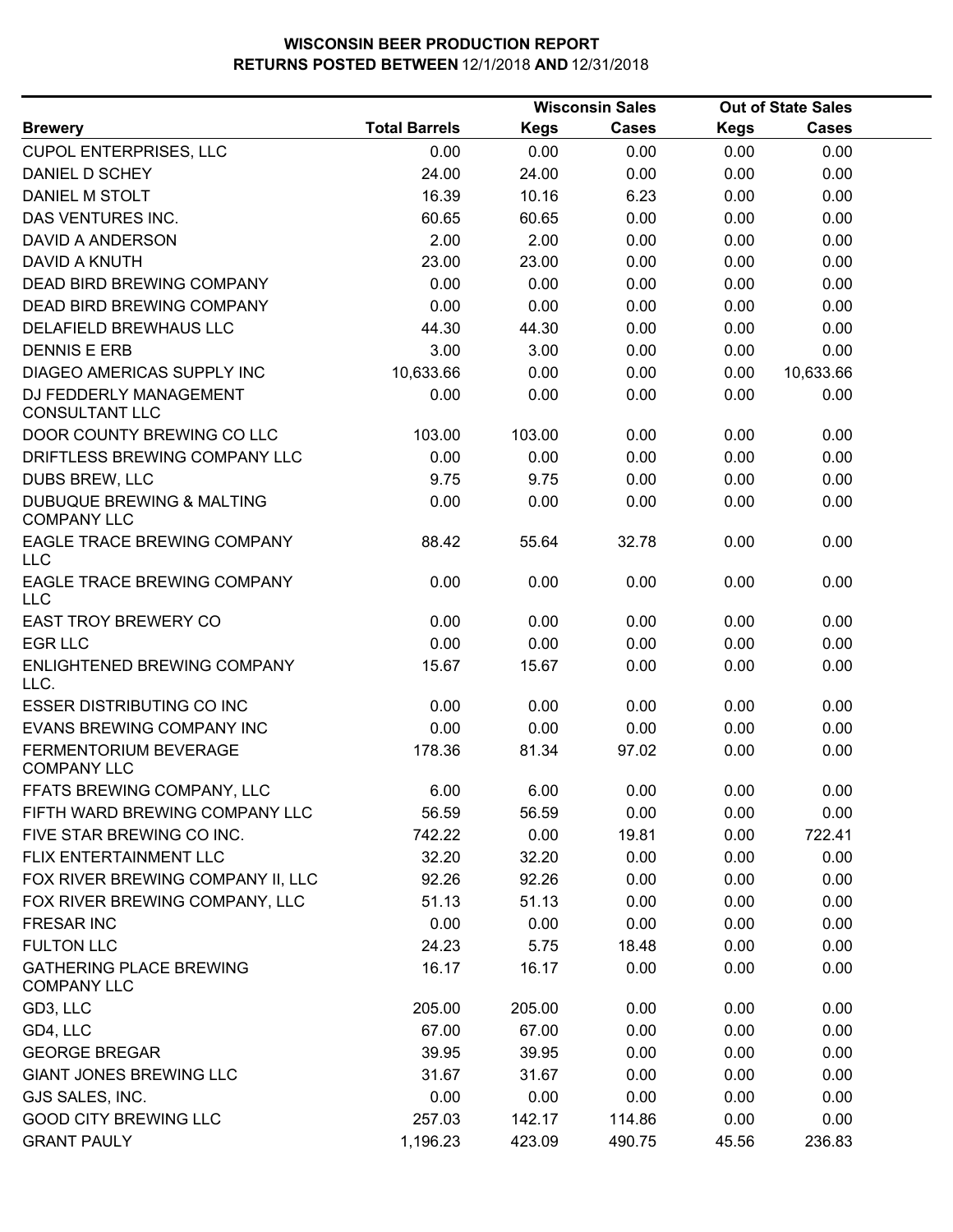# WISCONSIN BEER PRODUCTION REPORT

**RETURNS POSTED BETWEEN** 12/1/2018 **AND** 12/31/2018

| | | Wisconsin Sales | | Out of State Sales | |
|---|---|---|---|---|---|
| **Brewery** | **Total Barrels** | **Kegs** | **Cases** | **Kegs** | **Cases** |
| CUPOL ENTERPRISES, LLC | 0.00 | 0.00 | 0.00 | 0.00 | 0.00 |
| DANIEL D SCHEY | 24.00 | 24.00 | 0.00 | 0.00 | 0.00 |
| DANIEL M STOLT | 16.39 | 10.16 | 6.23 | 0.00 | 0.00 |
| DAS VENTURES INC. | 60.65 | 60.65 | 0.00 | 0.00 | 0.00 |
| DAVID A ANDERSON | 2.00 | 2.00 | 0.00 | 0.00 | 0.00 |
| DAVID A KNUTH | 23.00 | 23.00 | 0.00 | 0.00 | 0.00 |
| DEAD BIRD BREWING COMPANY | 0.00 | 0.00 | 0.00 | 0.00 | 0.00 |
| DEAD BIRD BREWING COMPANY | 0.00 | 0.00 | 0.00 | 0.00 | 0.00 |
| DELAFIELD BREWHAUS LLC | 44.30 | 44.30 | 0.00 | 0.00 | 0.00 |
| DENNIS E ERB | 3.00 | 3.00 | 0.00 | 0.00 | 0.00 |
| DIAGEO AMERICAS SUPPLY INC | 10,633.66 | 0.00 | 0.00 | 0.00 | 10,633.66 |
| DJ FEDDERLY MANAGEMENT CONSULTANT LLC | 0.00 | 0.00 | 0.00 | 0.00 | 0.00 |
| DOOR COUNTY BREWING CO LLC | 103.00 | 103.00 | 0.00 | 0.00 | 0.00 |
| DRIFTLESS BREWING COMPANY LLC | 0.00 | 0.00 | 0.00 | 0.00 | 0.00 |
| DUBS BREW, LLC | 9.75 | 9.75 | 0.00 | 0.00 | 0.00 |
| DUBUQUE BREWING & MALTING COMPANY LLC | 0.00 | 0.00 | 0.00 | 0.00 | 0.00 |
| EAGLE TRACE BREWING COMPANY LLC | 88.42 | 55.64 | 32.78 | 0.00 | 0.00 |
| EAGLE TRACE BREWING COMPANY LLC | 0.00 | 0.00 | 0.00 | 0.00 | 0.00 |
| EAST TROY BREWERY CO | 0.00 | 0.00 | 0.00 | 0.00 | 0.00 |
| EGR LLC | 0.00 | 0.00 | 0.00 | 0.00 | 0.00 |
| ENLIGHTENED BREWING COMPANY LLC. | 15.67 | 15.67 | 0.00 | 0.00 | 0.00 |
| ESSER DISTRIBUTING CO INC | 0.00 | 0.00 | 0.00 | 0.00 | 0.00 |
| EVANS BREWING COMPANY INC | 0.00 | 0.00 | 0.00 | 0.00 | 0.00 |
| FERMENTORIUM BEVERAGE COMPANY LLC | 178.36 | 81.34 | 97.02 | 0.00 | 0.00 |
| FFATS BREWING COMPANY, LLC | 6.00 | 6.00 | 0.00 | 0.00 | 0.00 |
| FIFTH WARD BREWING COMPANY LLC | 56.59 | 56.59 | 0.00 | 0.00 | 0.00 |
| FIVE STAR BREWING CO INC. | 742.22 | 0.00 | 19.81 | 0.00 | 722.41 |
| FLIX ENTERTAINMENT LLC | 32.20 | 32.20 | 0.00 | 0.00 | 0.00 |
| FOX RIVER BREWING COMPANY II, LLC | 92.26 | 92.26 | 0.00 | 0.00 | 0.00 |
| FOX RIVER BREWING COMPANY, LLC | 51.13 | 51.13 | 0.00 | 0.00 | 0.00 |
| FRESAR INC | 0.00 | 0.00 | 0.00 | 0.00 | 0.00 |
| FULTON LLC | 24.23 | 5.75 | 18.48 | 0.00 | 0.00 |
| GATHERING PLACE BREWING COMPANY LLC | 16.17 | 16.17 | 0.00 | 0.00 | 0.00 |
| GD3, LLC | 205.00 | 205.00 | 0.00 | 0.00 | 0.00 |
| GD4, LLC | 67.00 | 67.00 | 0.00 | 0.00 | 0.00 |
| GEORGE BREGAR | 39.95 | 39.95 | 0.00 | 0.00 | 0.00 |
| GIANT JONES BREWING LLC | 31.67 | 31.67 | 0.00 | 0.00 | 0.00 |
| GJS SALES, INC. | 0.00 | 0.00 | 0.00 | 0.00 | 0.00 |
| GOOD CITY BREWING LLC | 257.03 | 142.17 | 114.86 | 0.00 | 0.00 |
| GRANT PAULY | 1,196.23 | 423.09 | 490.75 | 45.56 | 236.83 |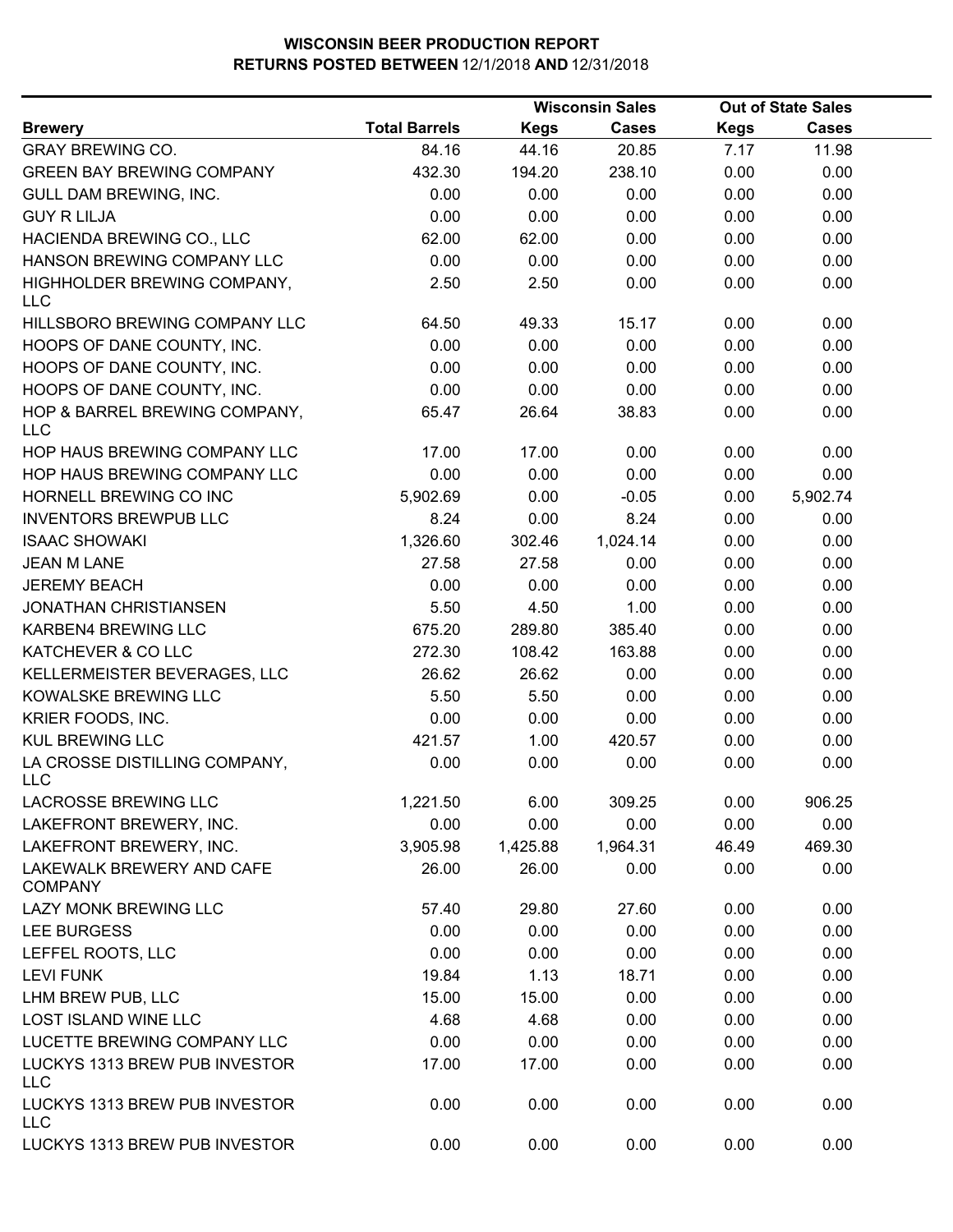# WISCONSIN BEER PRODUCTION REPORT
## RETURNS POSTED BETWEEN 12/1/2018 AND 12/31/2018

| | | Wisconsin Sales | | Out of State Sales | |
|---|---|---|---|---|---|
| **Brewery** | **Total Barrels** | **Kegs** | **Cases** | **Kegs** | **Cases** |
| GRAY BREWING CO. | 84.16 | 44.16 | 20.85 | 7.17 | 11.98 |
| GREEN BAY BREWING COMPANY | 432.30 | 194.20 | 238.10 | 0.00 | 0.00 |
| GULL DAM BREWING, INC. | 0.00 | 0.00 | 0.00 | 0.00 | 0.00 |
| GUY R LILJA | 0.00 | 0.00 | 0.00 | 0.00 | 0.00 |
| HACIENDA BREWING CO., LLC | 62.00 | 62.00 | 0.00 | 0.00 | 0.00 |
| HANSON BREWING COMPANY LLC | 0.00 | 0.00 | 0.00 | 0.00 | 0.00 |
| HIGHHOLDER BREWING COMPANY, LLC | 2.50 | 2.50 | 0.00 | 0.00 | 0.00 |
| HILLSBORO BREWING COMPANY LLC | 64.50 | 49.33 | 15.17 | 0.00 | 0.00 |
| HOOPS OF DANE COUNTY, INC. | 0.00 | 0.00 | 0.00 | 0.00 | 0.00 |
| HOOPS OF DANE COUNTY, INC. | 0.00 | 0.00 | 0.00 | 0.00 | 0.00 |
| HOOPS OF DANE COUNTY, INC. | 0.00 | 0.00 | 0.00 | 0.00 | 0.00 |
| HOP & BARREL BREWING COMPANY, LLC | 65.47 | 26.64 | 38.83 | 0.00 | 0.00 |
| HOP HAUS BREWING COMPANY LLC | 17.00 | 17.00 | 0.00 | 0.00 | 0.00 |
| HOP HAUS BREWING COMPANY LLC | 0.00 | 0.00 | 0.00 | 0.00 | 0.00 |
| HORNELL BREWING CO INC | 5,902.69 | 0.00 | -0.05 | 0.00 | 5,902.74 |
| INVENTORS BREWPUB LLC | 8.24 | 0.00 | 8.24 | 0.00 | 0.00 |
| ISAAC SHOWAKI | 1,326.60 | 302.46 | 1,024.14 | 0.00 | 0.00 |
| JEAN M LANE | 27.58 | 27.58 | 0.00 | 0.00 | 0.00 |
| JEREMY BEACH | 0.00 | 0.00 | 0.00 | 0.00 | 0.00 |
| JONATHAN CHRISTIANSEN | 5.50 | 4.50 | 1.00 | 0.00 | 0.00 |
| KARBEN4 BREWING LLC | 675.20 | 289.80 | 385.40 | 0.00 | 0.00 |
| KATCHEVER & CO LLC | 272.30 | 108.42 | 163.88 | 0.00 | 0.00 |
| KELLERMEISTER BEVERAGES, LLC | 26.62 | 26.62 | 0.00 | 0.00 | 0.00 |
| KOWALSKE BREWING LLC | 5.50 | 5.50 | 0.00 | 0.00 | 0.00 |
| KRIER FOODS, INC. | 0.00 | 0.00 | 0.00 | 0.00 | 0.00 |
| KUL BREWING LLC | 421.57 | 1.00 | 420.57 | 0.00 | 0.00 |
| LA CROSSE DISTILLING COMPANY, LLC | 0.00 | 0.00 | 0.00 | 0.00 | 0.00 |
| LACROSSE BREWING LLC | 1,221.50 | 6.00 | 309.25 | 0.00 | 906.25 |
| LAKEFRONT BREWERY, INC. | 0.00 | 0.00 | 0.00 | 0.00 | 0.00 |
| LAKEFRONT BREWERY, INC. | 3,905.98 | 1,425.88 | 1,964.31 | 46.49 | 469.30 |
| LAKEWALK BREWERY AND CAFE COMPANY | 26.00 | 26.00 | 0.00 | 0.00 | 0.00 |
| LAZY MONK BREWING LLC | 57.40 | 29.80 | 27.60 | 0.00 | 0.00 |
| LEE BURGESS | 0.00 | 0.00 | 0.00 | 0.00 | 0.00 |
| LEFFEL ROOTS, LLC | 0.00 | 0.00 | 0.00 | 0.00 | 0.00 |
| LEVI FUNK | 19.84 | 1.13 | 18.71 | 0.00 | 0.00 |
| LHM BREW PUB, LLC | 15.00 | 15.00 | 0.00 | 0.00 | 0.00 |
| LOST ISLAND WINE LLC | 4.68 | 4.68 | 0.00 | 0.00 | 0.00 |
| LUCETTE BREWING COMPANY LLC | 0.00 | 0.00 | 0.00 | 0.00 | 0.00 |
| LUCKYS 1313 BREW PUB INVESTOR LLC | 17.00 | 17.00 | 0.00 | 0.00 | 0.00 |
| LUCKYS 1313 BREW PUB INVESTOR LLC | 0.00 | 0.00 | 0.00 | 0.00 | 0.00 |
| LUCKYS 1313 BREW PUB INVESTOR | 0.00 | 0.00 | 0.00 | 0.00 | 0.00 |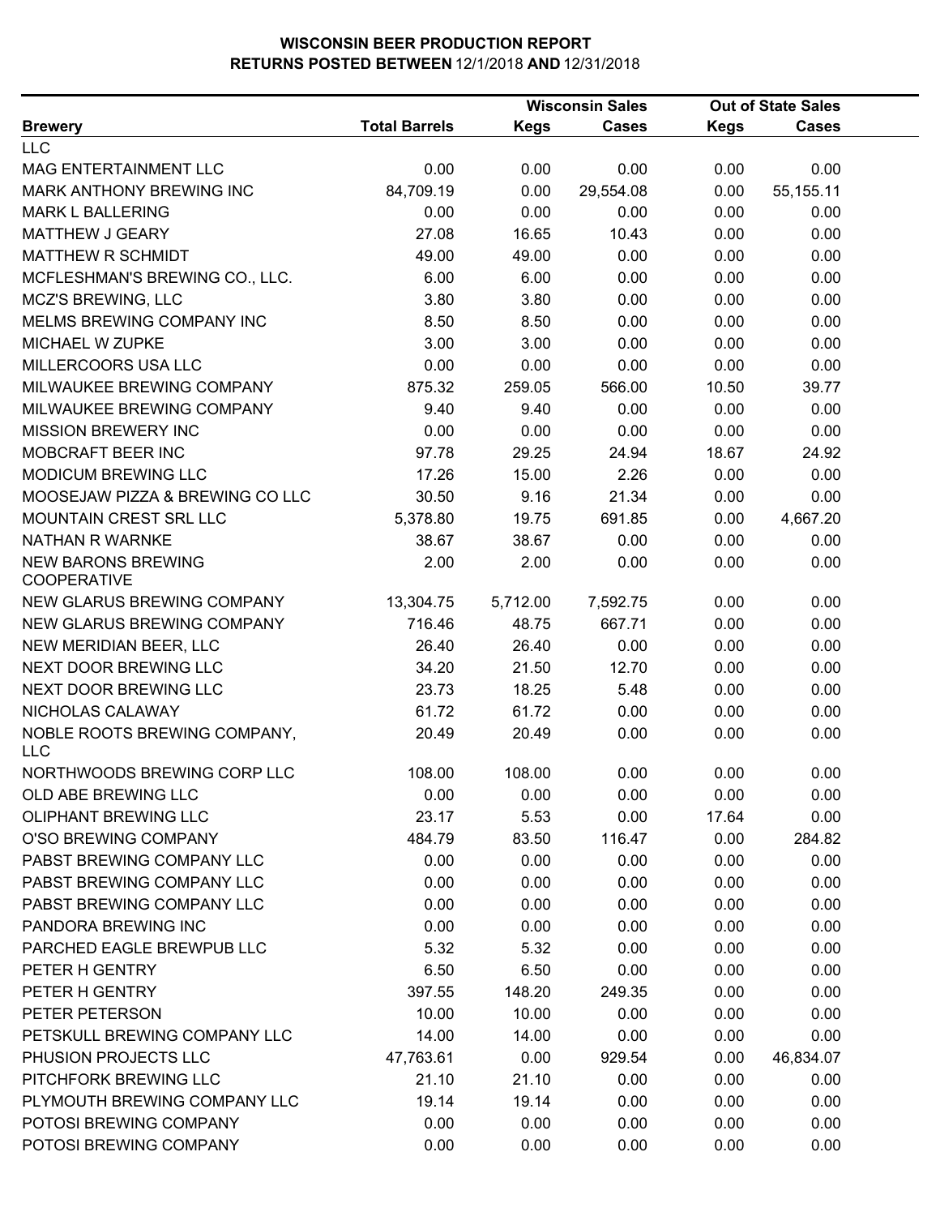# WISCONSIN BEER PRODUCTION REPORT
## RETURNS POSTED BETWEEN 12/1/2018 AND 12/31/2018

| Brewery | Total Barrels | Wisconsin Sales Kegs | Wisconsin Sales Cases | Out of State Sales Kegs | Out of State Sales Cases |
|---|---|---|---|---|---|
| LLC | | | | | |
| MAG ENTERTAINMENT LLC | 0.00 | 0.00 | 0.00 | 0.00 | 0.00 |
| MARK ANTHONY BREWING INC | 84,709.19 | 0.00 | 29,554.08 | 0.00 | 55,155.11 |
| MARK L BALLERING | 0.00 | 0.00 | 0.00 | 0.00 | 0.00 |
| MATTHEW J GEARY | 27.08 | 16.65 | 10.43 | 0.00 | 0.00 |
| MATTHEW R SCHMIDT | 49.00 | 49.00 | 0.00 | 0.00 | 0.00 |
| MCFLESHMAN'S BREWING CO., LLC. | 6.00 | 6.00 | 0.00 | 0.00 | 0.00 |
| MCZ'S BREWING, LLC | 3.80 | 3.80 | 0.00 | 0.00 | 0.00 |
| MELMS BREWING COMPANY INC | 8.50 | 8.50 | 0.00 | 0.00 | 0.00 |
| MICHAEL W ZUPKE | 3.00 | 3.00 | 0.00 | 0.00 | 0.00 |
| MILLERCOORS USA LLC | 0.00 | 0.00 | 0.00 | 0.00 | 0.00 |
| MILWAUKEE BREWING COMPANY | 875.32 | 259.05 | 566.00 | 10.50 | 39.77 |
| MILWAUKEE BREWING COMPANY | 9.40 | 9.40 | 0.00 | 0.00 | 0.00 |
| MISSION BREWERY INC | 0.00 | 0.00 | 0.00 | 0.00 | 0.00 |
| MOBCRAFT BEER INC | 97.78 | 29.25 | 24.94 | 18.67 | 24.92 |
| MODICUM BREWING LLC | 17.26 | 15.00 | 2.26 | 0.00 | 0.00 |
| MOOSEJAW PIZZA & BREWING CO LLC | 30.50 | 9.16 | 21.34 | 0.00 | 0.00 |
| MOUNTAIN CREST SRL LLC | 5,378.80 | 19.75 | 691.85 | 0.00 | 4,667.20 |
| NATHAN R WARNKE | 38.67 | 38.67 | 0.00 | 0.00 | 0.00 |
| NEW BARONS BREWING COOPERATIVE | 2.00 | 2.00 | 0.00 | 0.00 | 0.00 |
| NEW GLARUS BREWING COMPANY | 13,304.75 | 5,712.00 | 7,592.75 | 0.00 | 0.00 |
| NEW GLARUS BREWING COMPANY | 716.46 | 48.75 | 667.71 | 0.00 | 0.00 |
| NEW MERIDIAN BEER, LLC | 26.40 | 26.40 | 0.00 | 0.00 | 0.00 |
| NEXT DOOR BREWING LLC | 34.20 | 21.50 | 12.70 | 0.00 | 0.00 |
| NEXT DOOR BREWING LLC | 23.73 | 18.25 | 5.48 | 0.00 | 0.00 |
| NICHOLAS CALAWAY | 61.72 | 61.72 | 0.00 | 0.00 | 0.00 |
| NOBLE ROOTS BREWING COMPANY, LLC | 20.49 | 20.49 | 0.00 | 0.00 | 0.00 |
| NORTHWOODS BREWING CORP LLC | 108.00 | 108.00 | 0.00 | 0.00 | 0.00 |
| OLD ABE BREWING LLC | 0.00 | 0.00 | 0.00 | 0.00 | 0.00 |
| OLIPHANT BREWING LLC | 23.17 | 5.53 | 0.00 | 17.64 | 0.00 |
| O'SO BREWING COMPANY | 484.79 | 83.50 | 116.47 | 0.00 | 284.82 |
| PABST BREWING COMPANY LLC | 0.00 | 0.00 | 0.00 | 0.00 | 0.00 |
| PABST BREWING COMPANY LLC | 0.00 | 0.00 | 0.00 | 0.00 | 0.00 |
| PABST BREWING COMPANY LLC | 0.00 | 0.00 | 0.00 | 0.00 | 0.00 |
| PANDORA BREWING INC | 0.00 | 0.00 | 0.00 | 0.00 | 0.00 |
| PARCHED EAGLE BREWPUB LLC | 5.32 | 5.32 | 0.00 | 0.00 | 0.00 |
| PETER H GENTRY | 6.50 | 6.50 | 0.00 | 0.00 | 0.00 |
| PETER H GENTRY | 397.55 | 148.20 | 249.35 | 0.00 | 0.00 |
| PETER PETERSON | 10.00 | 10.00 | 0.00 | 0.00 | 0.00 |
| PETSKULL BREWING COMPANY LLC | 14.00 | 14.00 | 0.00 | 0.00 | 0.00 |
| PHUSION PROJECTS LLC | 47,763.61 | 0.00 | 929.54 | 0.00 | 46,834.07 |
| PITCHFORK BREWING LLC | 21.10 | 21.10 | 0.00 | 0.00 | 0.00 |
| PLYMOUTH BREWING COMPANY LLC | 19.14 | 19.14 | 0.00 | 0.00 | 0.00 |
| POTOSI BREWING COMPANY | 0.00 | 0.00 | 0.00 | 0.00 | 0.00 |
| POTOSI BREWING COMPANY | 0.00 | 0.00 | 0.00 | 0.00 | 0.00 |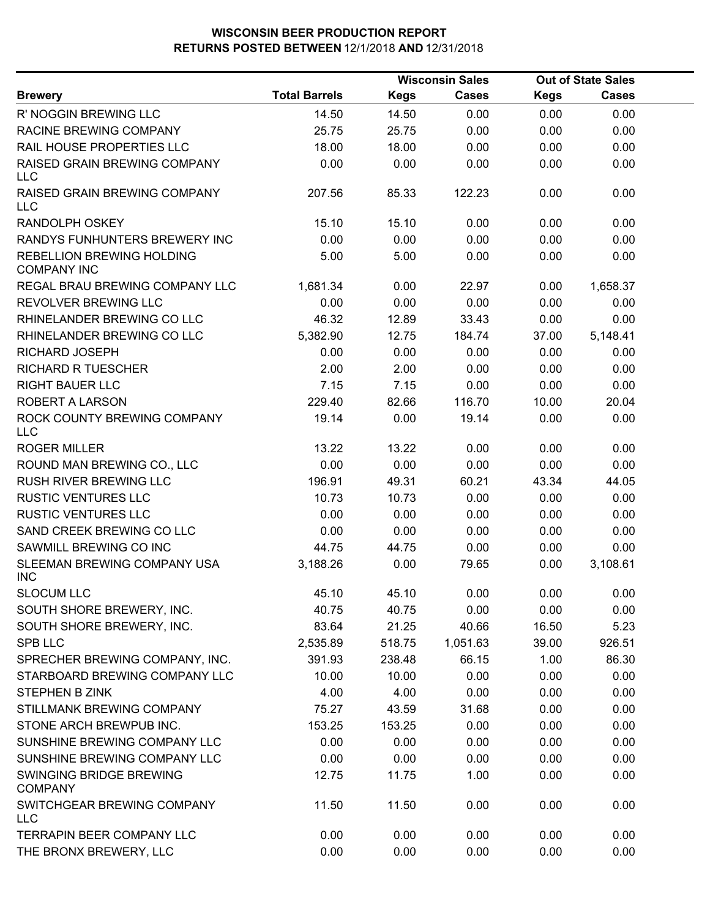# WISCONSIN BEER PRODUCTION REPORT
## RETURNS POSTED BETWEEN 12/1/2018 AND 12/31/2018

| | | Wisconsin Sales | | Out of State Sales | |
|---|---|---|---|---|---|
| **Brewery** | **Total Barrels** | **Kegs** | **Cases** | **Kegs** | **Cases** |
| R' NOGGIN BREWING LLC | 14.50 | 14.50 | 0.00 | 0.00 | 0.00 |
| RACINE BREWING COMPANY | 25.75 | 25.75 | 0.00 | 0.00 | 0.00 |
| RAIL HOUSE PROPERTIES LLC | 18.00 | 18.00 | 0.00 | 0.00 | 0.00 |
| RAISED GRAIN BREWING COMPANY LLC | 0.00 | 0.00 | 0.00 | 0.00 | 0.00 |
| RAISED GRAIN BREWING COMPANY LLC | 207.56 | 85.33 | 122.23 | 0.00 | 0.00 |
| RANDOLPH OSKEY | 15.10 | 15.10 | 0.00 | 0.00 | 0.00 |
| RANDYS FUNHUNTERS BREWERY INC | 0.00 | 0.00 | 0.00 | 0.00 | 0.00 |
| REBELLION BREWING HOLDING COMPANY INC | 5.00 | 5.00 | 0.00 | 0.00 | 0.00 |
| REGAL BRAU BREWING COMPANY LLC | 1,681.34 | 0.00 | 22.97 | 0.00 | 1,658.37 |
| REVOLVER BREWING LLC | 0.00 | 0.00 | 0.00 | 0.00 | 0.00 |
| RHINELANDER BREWING CO LLC | 46.32 | 12.89 | 33.43 | 0.00 | 0.00 |
| RHINELANDER BREWING CO LLC | 5,382.90 | 12.75 | 184.74 | 37.00 | 5,148.41 |
| RICHARD JOSEPH | 0.00 | 0.00 | 0.00 | 0.00 | 0.00 |
| RICHARD R TUESCHER | 2.00 | 2.00 | 0.00 | 0.00 | 0.00 |
| RIGHT BAUER LLC | 7.15 | 7.15 | 0.00 | 0.00 | 0.00 |
| ROBERT A LARSON | 229.40 | 82.66 | 116.70 | 10.00 | 20.04 |
| ROCK COUNTY BREWING COMPANY LLC | 19.14 | 0.00 | 19.14 | 0.00 | 0.00 |
| ROGER MILLER | 13.22 | 13.22 | 0.00 | 0.00 | 0.00 |
| ROUND MAN BREWING CO., LLC | 0.00 | 0.00 | 0.00 | 0.00 | 0.00 |
| RUSH RIVER BREWING LLC | 196.91 | 49.31 | 60.21 | 43.34 | 44.05 |
| RUSTIC VENTURES LLC | 10.73 | 10.73 | 0.00 | 0.00 | 0.00 |
| RUSTIC VENTURES LLC | 0.00 | 0.00 | 0.00 | 0.00 | 0.00 |
| SAND CREEK BREWING CO LLC | 0.00 | 0.00 | 0.00 | 0.00 | 0.00 |
| SAWMILL BREWING CO INC | 44.75 | 44.75 | 0.00 | 0.00 | 0.00 |
| SLEEMAN BREWING COMPANY USA INC | 3,188.26 | 0.00 | 79.65 | 0.00 | 3,108.61 |
| SLOCUM LLC | 45.10 | 45.10 | 0.00 | 0.00 | 0.00 |
| SOUTH SHORE BREWERY, INC. | 40.75 | 40.75 | 0.00 | 0.00 | 0.00 |
| SOUTH SHORE BREWERY, INC. | 83.64 | 21.25 | 40.66 | 16.50 | 5.23 |
| SPB LLC | 2,535.89 | 518.75 | 1,051.63 | 39.00 | 926.51 |
| SPRECHER BREWING COMPANY, INC. | 391.93 | 238.48 | 66.15 | 1.00 | 86.30 |
| STARBOARD BREWING COMPANY LLC | 10.00 | 10.00 | 0.00 | 0.00 | 0.00 |
| STEPHEN B ZINK | 4.00 | 4.00 | 0.00 | 0.00 | 0.00 |
| STILLMANK BREWING COMPANY | 75.27 | 43.59 | 31.68 | 0.00 | 0.00 |
| STONE ARCH BREWPUB INC. | 153.25 | 153.25 | 0.00 | 0.00 | 0.00 |
| SUNSHINE BREWING COMPANY LLC | 0.00 | 0.00 | 0.00 | 0.00 | 0.00 |
| SUNSHINE BREWING COMPANY LLC | 0.00 | 0.00 | 0.00 | 0.00 | 0.00 |
| SWINGING BRIDGE BREWING COMPANY | 12.75 | 11.75 | 1.00 | 0.00 | 0.00 |
| SWITCHGEAR BREWING COMPANY LLC | 11.50 | 11.50 | 0.00 | 0.00 | 0.00 |
| TERRAPIN BEER COMPANY LLC | 0.00 | 0.00 | 0.00 | 0.00 | 0.00 |
| THE BRONX BREWERY, LLC | 0.00 | 0.00 | 0.00 | 0.00 | 0.00 |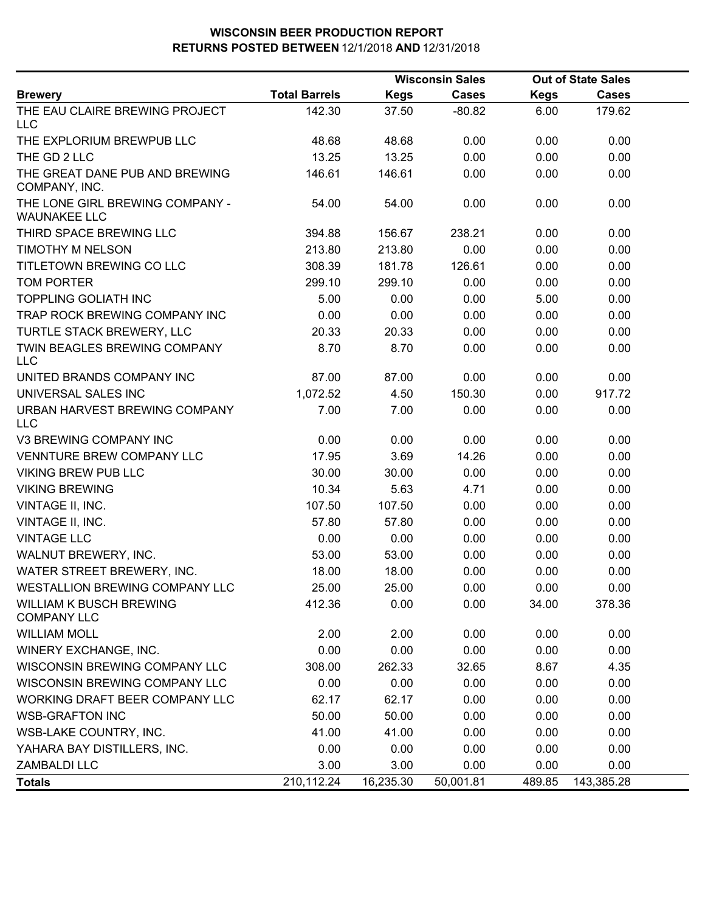# WISCONSIN BEER PRODUCTION REPORT
**RETURNS POSTED BETWEEN** 12/1/2018 **AND** 12/31/2018

| | | Wisconsin Sales | | Out of State Sales | |
|---|---|---|---|---|---|
| **Brewery** | **Total Barrels** | **Kegs** | **Cases** | **Kegs** | **Cases** |
| THE EAU CLAIRE BREWING PROJECT LLC | 142.30 | 37.50 | -80.82 | 6.00 | 179.62 |
| THE EXPLORIUM BREWPUB LLC | 48.68 | 48.68 | 0.00 | 0.00 | 0.00 |
| THE GD 2 LLC | 13.25 | 13.25 | 0.00 | 0.00 | 0.00 |
| THE GREAT DANE PUB AND BREWING COMPANY, INC. | 146.61 | 146.61 | 0.00 | 0.00 | 0.00 |
| THE LONE GIRL BREWING COMPANY - WAUNAKEE LLC | 54.00 | 54.00 | 0.00 | 0.00 | 0.00 |
| THIRD SPACE BREWING LLC | 394.88 | 156.67 | 238.21 | 0.00 | 0.00 |
| TIMOTHY M NELSON | 213.80 | 213.80 | 0.00 | 0.00 | 0.00 |
| TITLETOWN BREWING CO LLC | 308.39 | 181.78 | 126.61 | 0.00 | 0.00 |
| TOM PORTER | 299.10 | 299.10 | 0.00 | 0.00 | 0.00 |
| TOPPLING GOLIATH INC | 5.00 | 0.00 | 0.00 | 5.00 | 0.00 |
| TRAP ROCK BREWING COMPANY INC | 0.00 | 0.00 | 0.00 | 0.00 | 0.00 |
| TURTLE STACK BREWERY, LLC | 20.33 | 20.33 | 0.00 | 0.00 | 0.00 |
| TWIN BEAGLES BREWING COMPANY LLC | 8.70 | 8.70 | 0.00 | 0.00 | 0.00 |
| UNITED BRANDS COMPANY INC | 87.00 | 87.00 | 0.00 | 0.00 | 0.00 |
| UNIVERSAL SALES INC | 1,072.52 | 4.50 | 150.30 | 0.00 | 917.72 |
| URBAN HARVEST BREWING COMPANY LLC | 7.00 | 7.00 | 0.00 | 0.00 | 0.00 |
| V3 BREWING COMPANY INC | 0.00 | 0.00 | 0.00 | 0.00 | 0.00 |
| VENNTURE BREW COMPANY LLC | 17.95 | 3.69 | 14.26 | 0.00 | 0.00 |
| VIKING BREW PUB LLC | 30.00 | 30.00 | 0.00 | 0.00 | 0.00 |
| VIKING BREWING | 10.34 | 5.63 | 4.71 | 0.00 | 0.00 |
| VINTAGE II, INC. | 107.50 | 107.50 | 0.00 | 0.00 | 0.00 |
| VINTAGE II, INC. | 57.80 | 57.80 | 0.00 | 0.00 | 0.00 |
| VINTAGE LLC | 0.00 | 0.00 | 0.00 | 0.00 | 0.00 |
| WALNUT BREWERY, INC. | 53.00 | 53.00 | 0.00 | 0.00 | 0.00 |
| WATER STREET BREWERY, INC. | 18.00 | 18.00 | 0.00 | 0.00 | 0.00 |
| WESTALLION BREWING COMPANY LLC | 25.00 | 25.00 | 0.00 | 0.00 | 0.00 |
| WILLIAM K BUSCH BREWING COMPANY LLC | 412.36 | 0.00 | 0.00 | 34.00 | 378.36 |
| WILLIAM MOLL | 2.00 | 2.00 | 0.00 | 0.00 | 0.00 |
| WINERY EXCHANGE, INC. | 0.00 | 0.00 | 0.00 | 0.00 | 0.00 |
| WISCONSIN BREWING COMPANY LLC | 308.00 | 262.33 | 32.65 | 8.67 | 4.35 |
| WISCONSIN BREWING COMPANY LLC | 0.00 | 0.00 | 0.00 | 0.00 | 0.00 |
| WORKING DRAFT BEER COMPANY LLC | 62.17 | 62.17 | 0.00 | 0.00 | 0.00 |
| WSB-GRAFTON INC | 50.00 | 50.00 | 0.00 | 0.00 | 0.00 |
| WSB-LAKE COUNTRY, INC. | 41.00 | 41.00 | 0.00 | 0.00 | 0.00 |
| YAHARA BAY DISTILLERS, INC. | 0.00 | 0.00 | 0.00 | 0.00 | 0.00 |
| ZAMBALDI LLC | 3.00 | 3.00 | 0.00 | 0.00 | 0.00 |
| **Totals** | 210,112.24 | 16,235.30 | 50,001.81 | 489.85 | 143,385.28 |